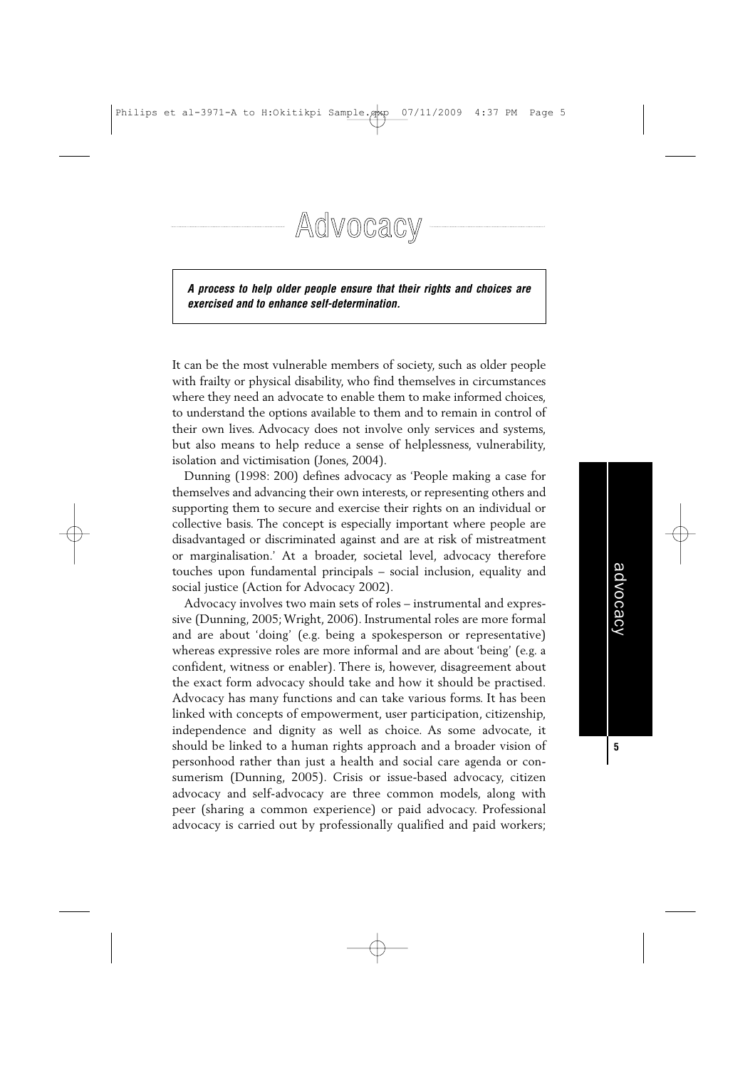# Advocacy

***A process to help older people ensure that their rights and choices are exercised and to enhance self-determination.***

It can be the most vulnerable members of society, such as older people with frailty or physical disability, who find themselves in circumstances where they need an advocate to enable them to make informed choices, to understand the options available to them and to remain in control of their own lives. Advocacy does not involve only services and systems, but also means to help reduce a sense of helplessness, vulnerability, isolation and victimisation (Jones, 2004).

Dunning (1998: 200) defines advocacy as 'People making a case for themselves and advancing their own interests, or representing others and supporting them to secure and exercise their rights on an individual or collective basis. The concept is especially important where people are disadvantaged or discriminated against and are at risk of mistreatment or marginalisation.' At a broader, societal level, advocacy therefore touches upon fundamental principals – social inclusion, equality and social justice (Action for Advocacy 2002).

Advocacy involves two main sets of roles – instrumental and expressive (Dunning, 2005; Wright, 2006). Instrumental roles are more formal and are about 'doing' (e.g. being a spokesperson or representative) whereas expressive roles are more informal and are about 'being' (e.g. a confident, witness or enabler). There is, however, disagreement about the exact form advocacy should take and how it should be practised. Advocacy has many functions and can take various forms. It has been linked with concepts of empowerment, user participation, citizenship, independence and dignity as well as choice. As some advocate, it should be linked to a human rights approach and a broader vision of personhood rather than just a health and social care agenda or consumerism (Dunning, 2005). Crisis or issue-based advocacy, citizen advocacy and self-advocacy are three common models, along with peer (sharing a common experience) or paid advocacy. Professional advocacy is carried out by professionally qualified and paid workers;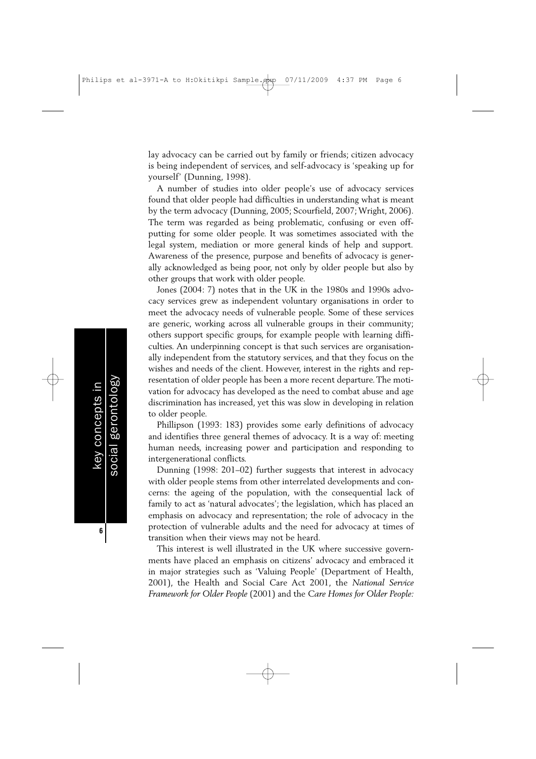lay advocacy can be carried out by family or friends; citizen advocacy is being independent of services, and self-advocacy is 'speaking up for yourself' (Dunning, 1998).

A number of studies into older people's use of advocacy services found that older people had difficulties in understanding what is meant by the term advocacy (Dunning, 2005; Scourfield, 2007; Wright, 2006). The term was regarded as being problematic, confusing or even off-putting for some older people. It was sometimes associated with the legal system, mediation or more general kinds of help and support. Awareness of the presence, purpose and benefits of advocacy is generally acknowledged as being poor, not only by older people but also by other groups that work with older people.

Jones (2004: 7) notes that in the UK in the 1980s and 1990s advocacy services grew as independent voluntary organisations in order to meet the advocacy needs of vulnerable people. Some of these services are generic, working across all vulnerable groups in their community; others support specific groups, for example people with learning difficulties. An underpinning concept is that such services are organisationally independent from the statutory services, and that they focus on the wishes and needs of the client. However, interest in the rights and representation of older people has been a more recent departure. The motivation for advocacy has developed as the need to combat abuse and age discrimination has increased, yet this was slow in developing in relation to older people.

Phillipson (1993: 183) provides some early definitions of advocacy and identifies three general themes of advocacy. It is a way of: meeting human needs, increasing power and participation and responding to intergenerational conflicts.

Dunning (1998: 201–02) further suggests that interest in advocacy with older people stems from other interrelated developments and concerns: the ageing of the population, with the consequential lack of family to act as 'natural advocates'; the legislation, which has placed an emphasis on advocacy and representation; the role of advocacy in the protection of vulnerable adults and the need for advocacy at times of transition when their views may not be heard.

This interest is well illustrated in the UK where successive governments have placed an emphasis on citizens' advocacy and embraced it in major strategies such as 'Valuing People' (Department of Health, 2001), the Health and Social Care Act 2001, the *National Service Framework for Older People* (2001) and the *Care Homes for Older People:*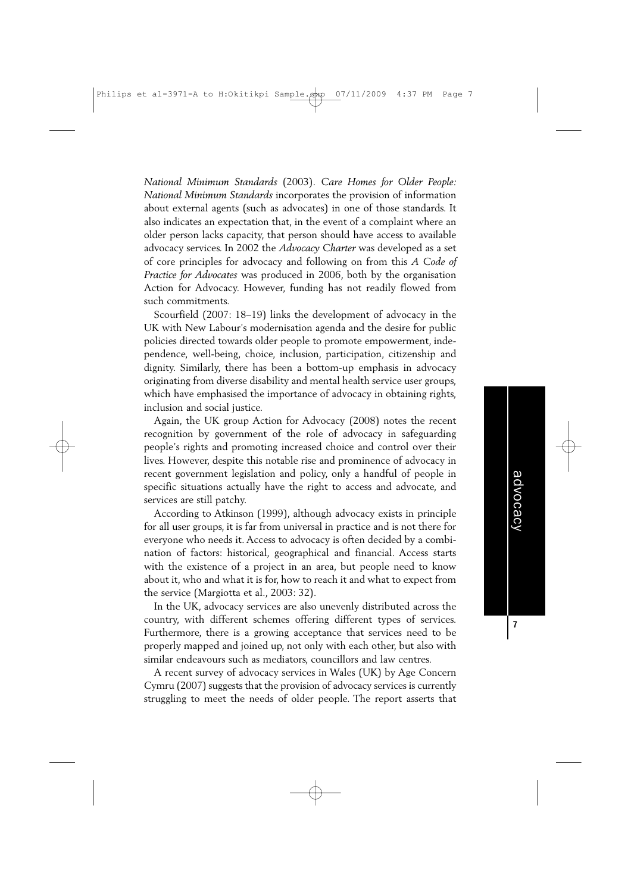*National Minimum Standards* (2003). *Care Homes for Older People: National Minimum Standards* incorporates the provision of information about external agents (such as advocates) in one of those standards. It also indicates an expectation that, in the event of a complaint where an older person lacks capacity, that person should have access to available advocacy services. In 2002 the *Advocacy Charter* was developed as a set of core principles for advocacy and following on from this *A Code of Practice for Advocates* was produced in 2006, both by the organisation Action for Advocacy. However, funding has not readily flowed from such commitments.

Scourfield (2007: 18–19) links the development of advocacy in the UK with New Labour's modernisation agenda and the desire for public policies directed towards older people to promote empowerment, independence, well-being, choice, inclusion, participation, citizenship and dignity. Similarly, there has been a bottom-up emphasis in advocacy originating from diverse disability and mental health service user groups, which have emphasised the importance of advocacy in obtaining rights, inclusion and social justice.

Again, the UK group Action for Advocacy (2008) notes the recent recognition by government of the role of advocacy in safeguarding people's rights and promoting increased choice and control over their lives. However, despite this notable rise and prominence of advocacy in recent government legislation and policy, only a handful of people in specific situations actually have the right to access and advocate, and services are still patchy.

According to Atkinson (1999), although advocacy exists in principle for all user groups, it is far from universal in practice and is not there for everyone who needs it. Access to advocacy is often decided by a combination of factors: historical, geographical and financial. Access starts with the existence of a project in an area, but people need to know about it, who and what it is for, how to reach it and what to expect from the service (Margiotta et al., 2003: 32).

In the UK, advocacy services are also unevenly distributed across the country, with different schemes offering different types of services. Furthermore, there is a growing acceptance that services need to be properly mapped and joined up, not only with each other, but also with similar endeavours such as mediators, councillors and law centres.

A recent survey of advocacy services in Wales (UK) by Age Concern Cymru (2007) suggests that the provision of advocacy services is currently struggling to meet the needs of older people. The report asserts that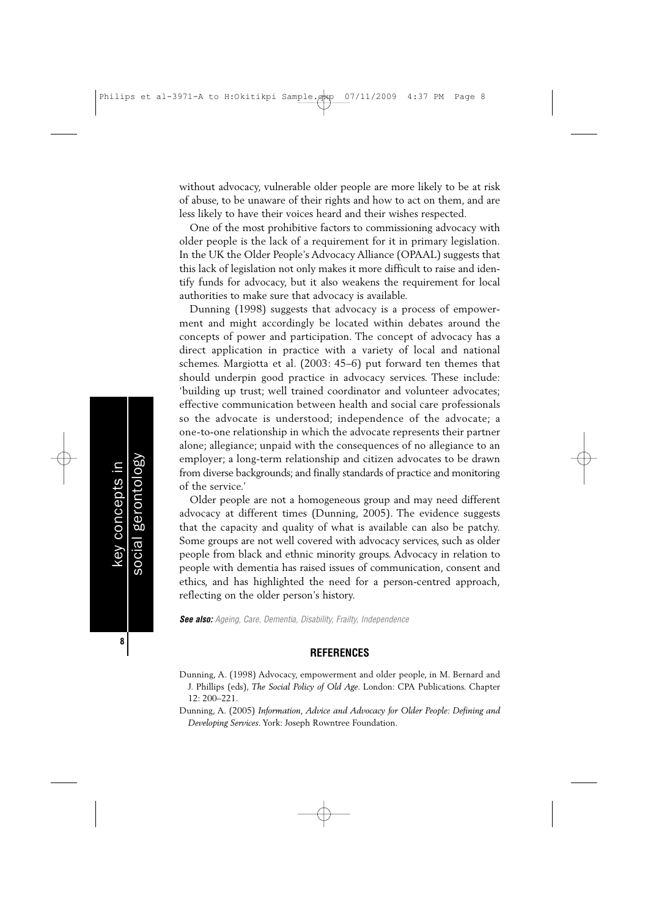without advocacy, vulnerable older people are more likely to be at risk of abuse, to be unaware of their rights and how to act on them, and are less likely to have their voices heard and their wishes respected.

One of the most prohibitive factors to commissioning advocacy with older people is the lack of a requirement for it in primary legislation. In the UK the Older People's Advocacy Alliance (OPAAL) suggests that this lack of legislation not only makes it more difficult to raise and identify funds for advocacy, but it also weakens the requirement for local authorities to make sure that advocacy is available.

Dunning (1998) suggests that advocacy is a process of empowerment and might accordingly be located within debates around the concepts of power and participation. The concept of advocacy has a direct application in practice with a variety of local and national schemes. Margiotta et al. (2003: 45–6) put forward ten themes that should underpin good practice in advocacy services. These include: 'building up trust; well trained coordinator and volunteer advocates; effective communication between health and social care professionals so the advocate is understood; independence of the advocate; a one-to-one relationship in which the advocate represents their partner alone; allegiance; unpaid with the consequences of no allegiance to an employer; a long-term relationship and citizen advocates to be drawn from diverse backgrounds; and finally standards of practice and monitoring of the service.'

Older people are not a homogeneous group and may need different advocacy at different times (Dunning, 2005). The evidence suggests that the capacity and quality of what is available can also be patchy. Some groups are not well covered with advocacy services, such as older people from black and ethnic minority groups. Advocacy in relation to people with dementia has raised issues of communication, consent and ethics, and has highlighted the need for a person-centred approach, reflecting on the older person's history.

***See also:*** *Ageing, Care, Dementia, Disability, Frailty, Independence*

## REFERENCES

Dunning, A. (1998) Advocacy, empowerment and older people, in M. Bernard and J. Phillips (eds), *The Social Policy of Old Age*. London: CPA Publications. Chapter 12: 200–221.

Dunning, A. (2005) *Information, Advice and Advocacy for Older People: Defining and Developing Services*. York: Joseph Rowntree Foundation.